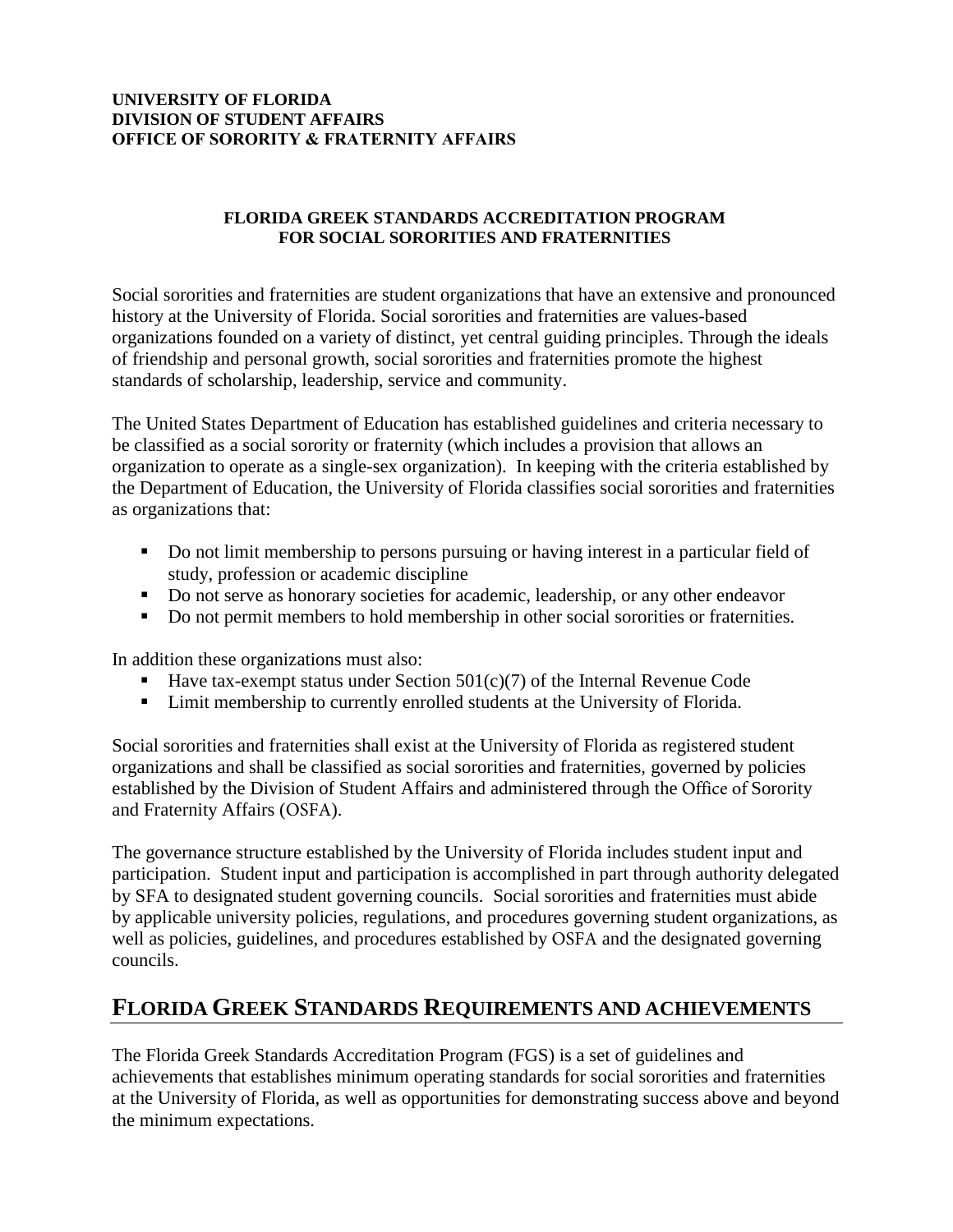**UNIVERSITY OF FLORIDA**
**DIVISION OF STUDENT AFFAIRS**
**OFFICE OF SORORITY & FRATERNITY AFFAIRS**

# FLORIDA GREEK STANDARDS ACCREDITATION PROGRAM FOR SOCIAL SORORITIES AND FRATERNITIES

Social sororities and fraternities are student organizations that have an extensive and pronounced history at the University of Florida. Social sororities and fraternities are values-based organizations founded on a variety of distinct, yet central guiding principles. Through the ideals of friendship and personal growth, social sororities and fraternities promote the highest standards of scholarship, leadership, service and community.

The United States Department of Education has established guidelines and criteria necessary to be classified as a social sorority or fraternity (which includes a provision that allows an organization to operate as a single-sex organization). In keeping with the criteria established by the Department of Education, the University of Florida classifies social sororities and fraternities as organizations that:

- Do not limit membership to persons pursuing or having interest in a particular field of study, profession or academic discipline
- Do not serve as honorary societies for academic, leadership, or any other endeavor
- Do not permit members to hold membership in other social sororities or fraternities.

In addition these organizations must also:

- Have tax-exempt status under Section 501(c)(7) of the Internal Revenue Code
- Limit membership to currently enrolled students at the University of Florida.

Social sororities and fraternities shall exist at the University of Florida as registered student organizations and shall be classified as social sororities and fraternities, governed by policies established by the Division of Student Affairs and administered through the Office of Sorority and Fraternity Affairs (OSFA).

The governance structure established by the University of Florida includes student input and participation. Student input and participation is accomplished in part through authority delegated by SFA to designated student governing councils. Social sororities and fraternities must abide by applicable university policies, regulations, and procedures governing student organizations, as well as policies, guidelines, and procedures established by OSFA and the designated governing councils.

## FLORIDA GREEK STANDARDS REQUIREMENTS AND ACHIEVEMENTS

The Florida Greek Standards Accreditation Program (FGS) is a set of guidelines and achievements that establishes minimum operating standards for social sororities and fraternities at the University of Florida, as well as opportunities for demonstrating success above and beyond the minimum expectations.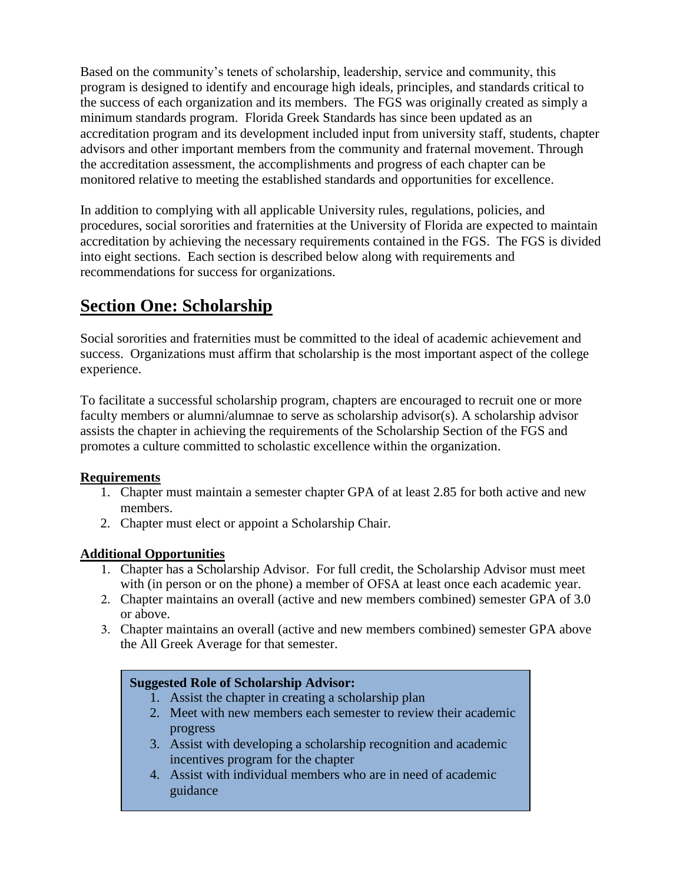Based on the community's tenets of scholarship, leadership, service and community, this program is designed to identify and encourage high ideals, principles, and standards critical to the success of each organization and its members. The FGS was originally created as simply a minimum standards program. Florida Greek Standards has since been updated as an accreditation program and its development included input from university staff, students, chapter advisors and other important members from the community and fraternal movement. Through the accreditation assessment, the accomplishments and progress of each chapter can be monitored relative to meeting the established standards and opportunities for excellence.

In addition to complying with all applicable University rules, regulations, policies, and procedures, social sororities and fraternities at the University of Florida are expected to maintain accreditation by achieving the necessary requirements contained in the FGS. The FGS is divided into eight sections. Each section is described below along with requirements and recommendations for success for organizations.

## Section One: Scholarship

Social sororities and fraternities must be committed to the ideal of academic achievement and success. Organizations must affirm that scholarship is the most important aspect of the college experience.

To facilitate a successful scholarship program, chapters are encouraged to recruit one or more faculty members or alumni/alumnae to serve as scholarship advisor(s). A scholarship advisor assists the chapter in achieving the requirements of the Scholarship Section of the FGS and promotes a culture committed to scholastic excellence within the organization.

### Requirements

1. Chapter must maintain a semester chapter GPA of at least 2.85 for both active and new members.
2. Chapter must elect or appoint a Scholarship Chair.

### Additional Opportunities

1. Chapter has a Scholarship Advisor. For full credit, the Scholarship Advisor must meet with (in person or on the phone) a member of OFSA at least once each academic year.
2. Chapter maintains an overall (active and new members combined) semester GPA of 3.0 or above.
3. Chapter maintains an overall (active and new members combined) semester GPA above the All Greek Average for that semester.

**Suggested Role of Scholarship Advisor:**

1. Assist the chapter in creating a scholarship plan
2. Meet with new members each semester to review their academic progress
3. Assist with developing a scholarship recognition and academic incentives program for the chapter
4. Assist with individual members who are in need of academic guidance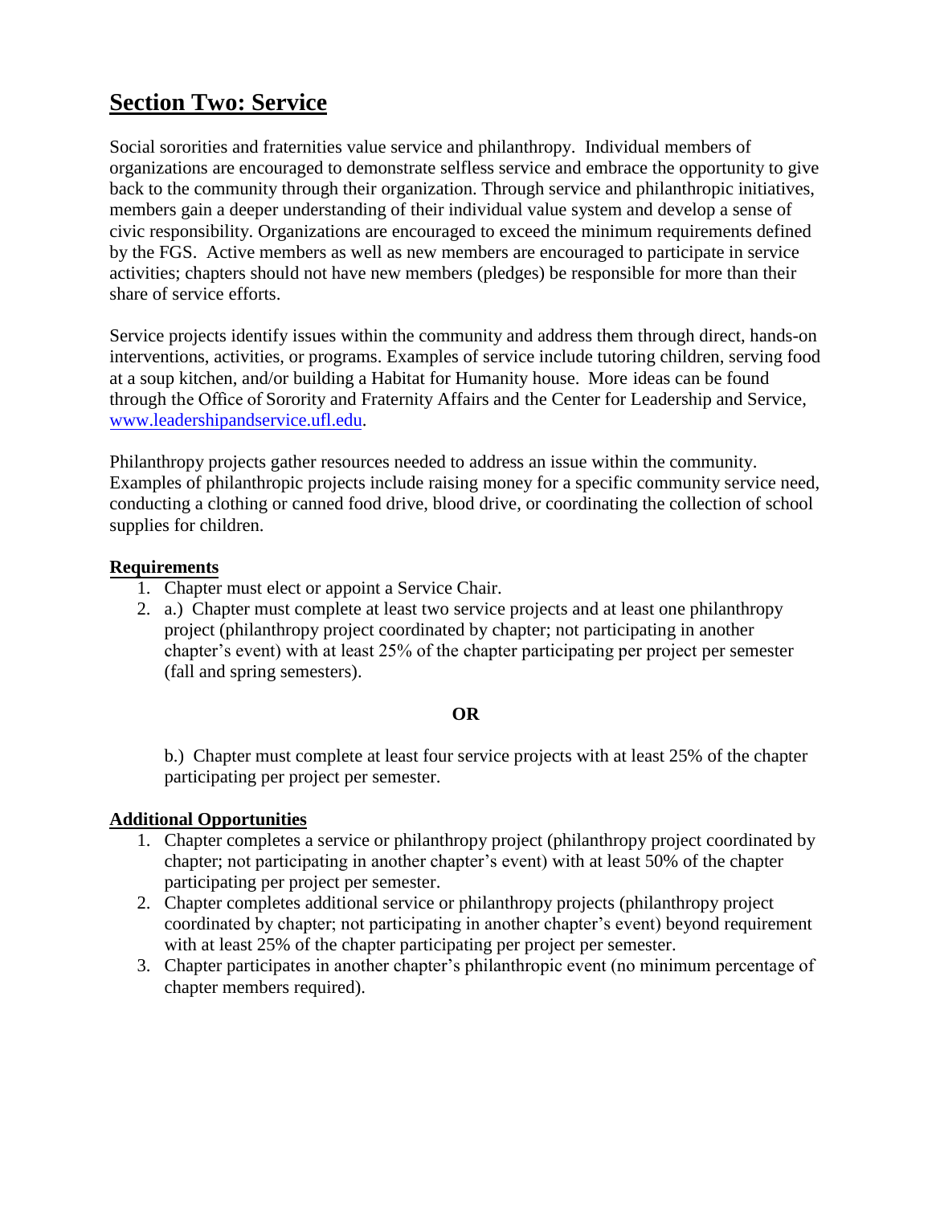## Section Two: Service

Social sororities and fraternities value service and philanthropy. Individual members of organizations are encouraged to demonstrate selfless service and embrace the opportunity to give back to the community through their organization. Through service and philanthropic initiatives, members gain a deeper understanding of their individual value system and develop a sense of civic responsibility. Organizations are encouraged to exceed the minimum requirements defined by the FGS. Active members as well as new members are encouraged to participate in service activities; chapters should not have new members (pledges) be responsible for more than their share of service efforts.

Service projects identify issues within the community and address them through direct, hands-on interventions, activities, or programs. Examples of service include tutoring children, serving food at a soup kitchen, and/or building a Habitat for Humanity house. More ideas can be found through the Office of Sorority and Fraternity Affairs and the Center for Leadership and Service, [www.leadershipandservice.ufl.edu](www.leadershipandservice.ufl.edu).

Philanthropy projects gather resources needed to address an issue within the community. Examples of philanthropic projects include raising money for a specific community service need, conducting a clothing or canned food drive, blood drive, or coordinating the collection of school supplies for children.

**Requirements**

1. Chapter must elect or appoint a Service Chair.
2. a.) Chapter must complete at least two service projects and at least one philanthropy project (philanthropy project coordinated by chapter; not participating in another chapter's event) with at least 25% of the chapter participating per project per semester (fall and spring semesters).

   **OR**

   b.) Chapter must complete at least four service projects with at least 25% of the chapter participating per project per semester.

**Additional Opportunities**

1. Chapter completes a service or philanthropy project (philanthropy project coordinated by chapter; not participating in another chapter's event) with at least 50% of the chapter participating per project per semester.
2. Chapter completes additional service or philanthropy projects (philanthropy project coordinated by chapter; not participating in another chapter's event) beyond requirement with at least 25% of the chapter participating per project per semester.
3. Chapter participates in another chapter's philanthropic event (no minimum percentage of chapter members required).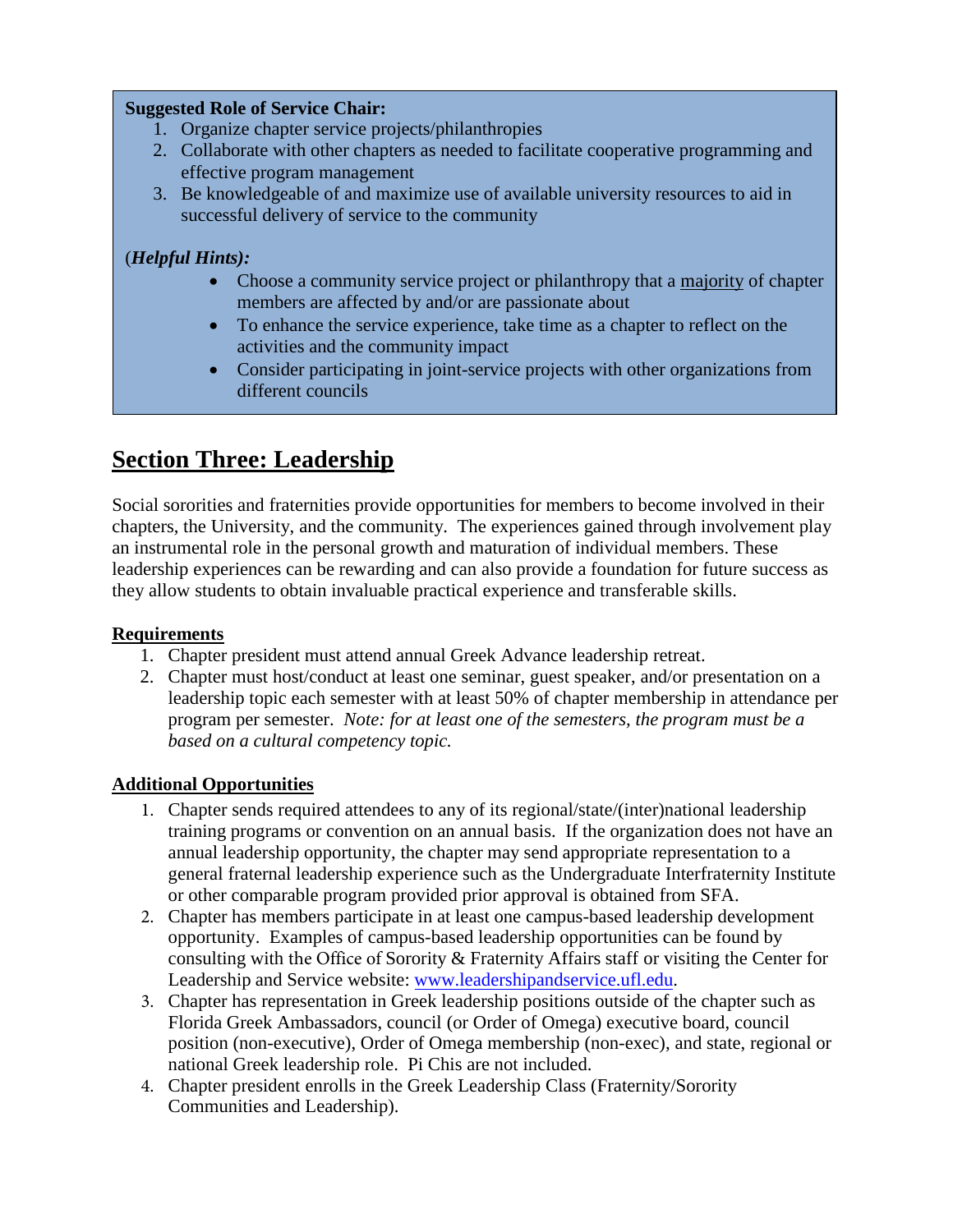**Suggested Role of Service Chair:**

1. Organize chapter service projects/philanthropies
2. Collaborate with other chapters as needed to facilitate cooperative programming and effective program management
3. Be knowledgeable of and maximize use of available university resources to aid in successful delivery of service to the community

(***Helpful Hints*):**

- Choose a community service project or philanthropy that a <u>majority</u> of chapter members are affected by and/or are passionate about
- To enhance the service experience, take time as a chapter to reflect on the activities and the community impact
- Consider participating in joint-service projects with other organizations from different councils

## Section Three: Leadership

Social sororities and fraternities provide opportunities for members to become involved in their chapters, the University, and the community. The experiences gained through involvement play an instrumental role in the personal growth and maturation of individual members. These leadership experiences can be rewarding and can also provide a foundation for future success as they allow students to obtain invaluable practical experience and transferable skills.

### Requirements

1. Chapter president must attend annual Greek Advance leadership retreat.
2. Chapter must host/conduct at least one seminar, guest speaker, and/or presentation on a leadership topic each semester with at least 50% of chapter membership in attendance per program per semester. *Note: for at least one of the semesters, the program must be a based on a cultural competency topic.*

### Additional Opportunities

1. Chapter sends required attendees to any of its regional/state/(inter)national leadership training programs or convention on an annual basis. If the organization does not have an annual leadership opportunity, the chapter may send appropriate representation to a general fraternal leadership experience such as the Undergraduate Interfraternity Institute or other comparable program provided prior approval is obtained from SFA.
2. Chapter has members participate in at least one campus-based leadership development opportunity. Examples of campus-based leadership opportunities can be found by consulting with the Office of Sorority & Fraternity Affairs staff or visiting the Center for Leadership and Service website: www.leadershipandservice.ufl.edu.
3. Chapter has representation in Greek leadership positions outside of the chapter such as Florida Greek Ambassadors, council (or Order of Omega) executive board, council position (non-executive), Order of Omega membership (non-exec), and state, regional or national Greek leadership role. Pi Chis are not included.
4. Chapter president enrolls in the Greek Leadership Class (Fraternity/Sorority Communities and Leadership).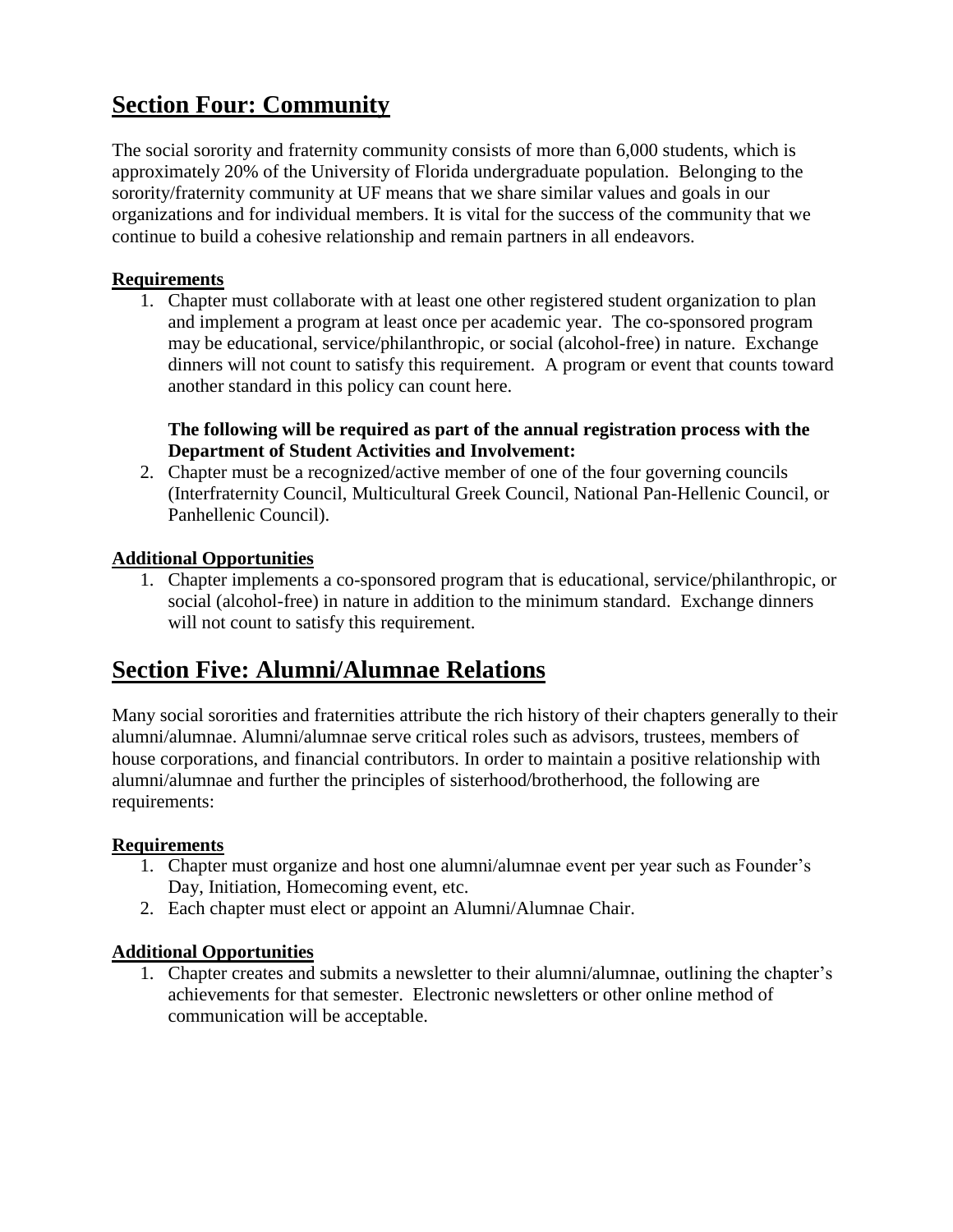## Section Four: Community

The social sorority and fraternity community consists of more than 6,000 students, which is approximately 20% of the University of Florida undergraduate population. Belonging to the sorority/fraternity community at UF means that we share similar values and goals in our organizations and for individual members. It is vital for the success of the community that we continue to build a cohesive relationship and remain partners in all endeavors.

### Requirements

1. Chapter must collaborate with at least one other registered student organization to plan and implement a program at least once per academic year. The co-sponsored program may be educational, service/philanthropic, or social (alcohol-free) in nature. Exchange dinners will not count to satisfy this requirement. A program or event that counts toward another standard in this policy can count here.

   **The following will be required as part of the annual registration process with the Department of Student Activities and Involvement:**

2. Chapter must be a recognized/active member of one of the four governing councils (Interfraternity Council, Multicultural Greek Council, National Pan-Hellenic Council, or Panhellenic Council).

### Additional Opportunities

1. Chapter implements a co-sponsored program that is educational, service/philanthropic, or social (alcohol-free) in nature in addition to the minimum standard. Exchange dinners will not count to satisfy this requirement.

## Section Five: Alumni/Alumnae Relations

Many social sororities and fraternities attribute the rich history of their chapters generally to their alumni/alumnae. Alumni/alumnae serve critical roles such as advisors, trustees, members of house corporations, and financial contributors. In order to maintain a positive relationship with alumni/alumnae and further the principles of sisterhood/brotherhood, the following are requirements:

### Requirements

1. Chapter must organize and host one alumni/alumnae event per year such as Founder's Day, Initiation, Homecoming event, etc.
2. Each chapter must elect or appoint an Alumni/Alumnae Chair.

### Additional Opportunities

1. Chapter creates and submits a newsletter to their alumni/alumnae, outlining the chapter's achievements for that semester. Electronic newsletters or other online method of communication will be acceptable.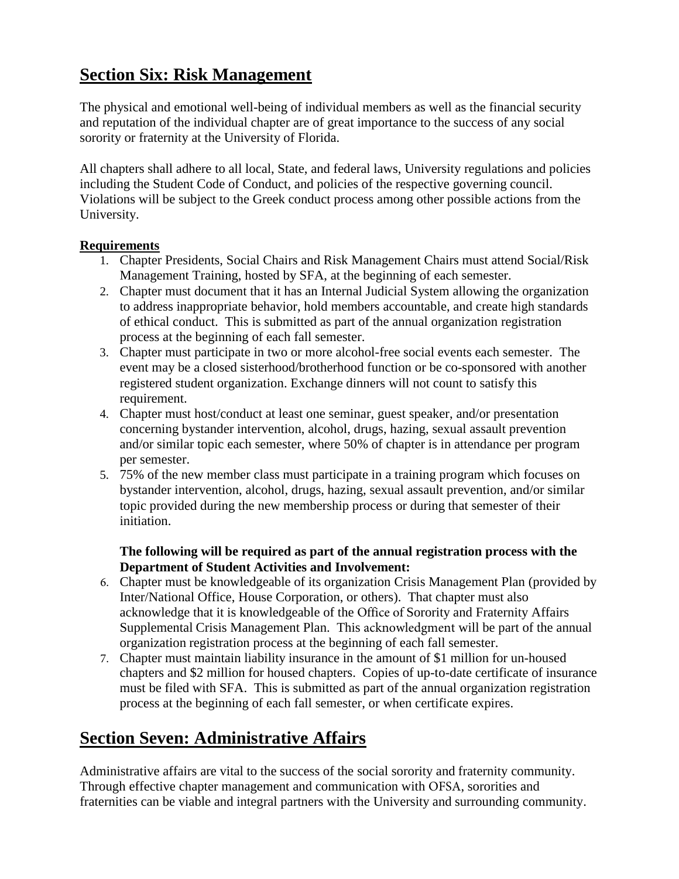## Section Six: Risk Management

The physical and emotional well-being of individual members as well as the financial security and reputation of the individual chapter are of great importance to the success of any social sorority or fraternity at the University of Florida.

All chapters shall adhere to all local, State, and federal laws, University regulations and policies including the Student Code of Conduct, and policies of the respective governing council. Violations will be subject to the Greek conduct process among other possible actions from the University.

**Requirements**

1. Chapter Presidents, Social Chairs and Risk Management Chairs must attend Social/Risk Management Training, hosted by SFA, at the beginning of each semester.
2. Chapter must document that it has an Internal Judicial System allowing the organization to address inappropriate behavior, hold members accountable, and create high standards of ethical conduct. This is submitted as part of the annual organization registration process at the beginning of each fall semester.
3. Chapter must participate in two or more alcohol-free social events each semester. The event may be a closed sisterhood/brotherhood function or be co-sponsored with another registered student organization. Exchange dinners will not count to satisfy this requirement.
4. Chapter must host/conduct at least one seminar, guest speaker, and/or presentation concerning bystander intervention, alcohol, drugs, hazing, sexual assault prevention and/or similar topic each semester, where 50% of chapter is in attendance per program per semester.
5. 75% of the new member class must participate in a training program which focuses on bystander intervention, alcohol, drugs, hazing, sexual assault prevention, and/or similar topic provided during the new membership process or during that semester of their initiation.

   **The following will be required as part of the annual registration process with the Department of Student Activities and Involvement:**

6. Chapter must be knowledgeable of its organization Crisis Management Plan (provided by Inter/National Office, House Corporation, or others). That chapter must also acknowledge that it is knowledgeable of the Office of Sorority and Fraternity Affairs Supplemental Crisis Management Plan. This acknowledgment will be part of the annual organization registration process at the beginning of each fall semester.
7. Chapter must maintain liability insurance in the amount of $1 million for un-housed chapters and $2 million for housed chapters. Copies of up-to-date certificate of insurance must be filed with SFA. This is submitted as part of the annual organization registration process at the beginning of each fall semester, or when certificate expires.

## Section Seven: Administrative Affairs

Administrative affairs are vital to the success of the social sorority and fraternity community. Through effective chapter management and communication with OFSA, sororities and fraternities can be viable and integral partners with the University and surrounding community.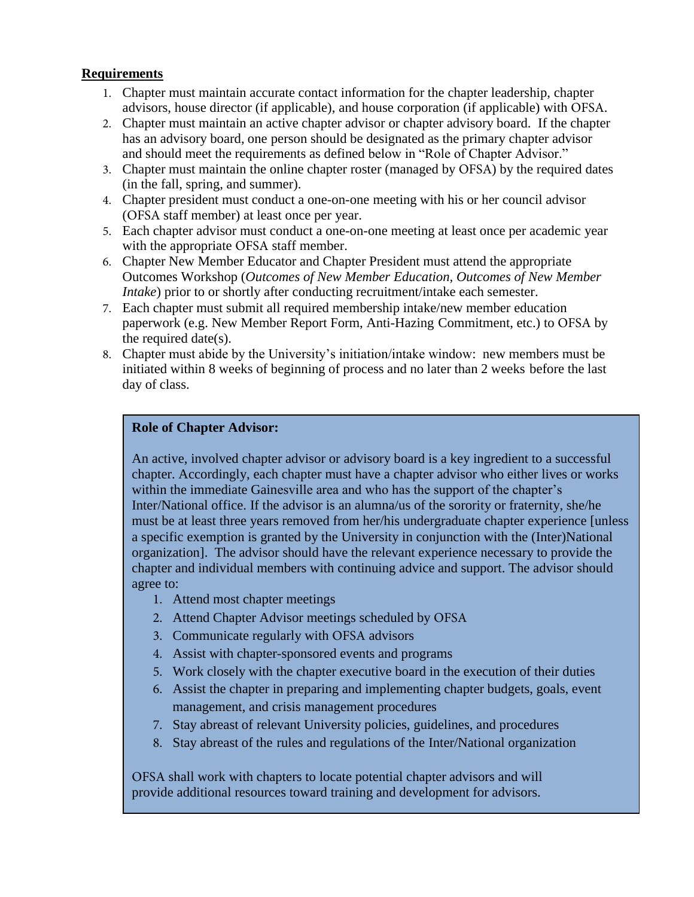**Requirements**

1. Chapter must maintain accurate contact information for the chapter leadership, chapter advisors, house director (if applicable), and house corporation (if applicable) with OFSA.
2. Chapter must maintain an active chapter advisor or chapter advisory board. If the chapter has an advisory board, one person should be designated as the primary chapter advisor and should meet the requirements as defined below in "Role of Chapter Advisor."
3. Chapter must maintain the online chapter roster (managed by OFSA) by the required dates (in the fall, spring, and summer).
4. Chapter president must conduct a one-on-one meeting with his or her council advisor (OFSA staff member) at least once per year.
5. Each chapter advisor must conduct a one-on-one meeting at least once per academic year with the appropriate OFSA staff member.
6. Chapter New Member Educator and Chapter President must attend the appropriate Outcomes Workshop (*Outcomes of New Member Education, Outcomes of New Member Intake*) prior to or shortly after conducting recruitment/intake each semester.
7. Each chapter must submit all required membership intake/new member education paperwork (e.g. New Member Report Form, Anti-Hazing Commitment, etc.) to OFSA by the required date(s).
8. Chapter must abide by the University's initiation/intake window: new members must be initiated within 8 weeks of beginning of process and no later than 2 weeks before the last day of class.

**Role of Chapter Advisor:**

An active, involved chapter advisor or advisory board is a key ingredient to a successful chapter. Accordingly, each chapter must have a chapter advisor who either lives or works within the immediate Gainesville area and who has the support of the chapter's Inter/National office. If the advisor is an alumna/us of the sorority or fraternity, she/he must be at least three years removed from her/his undergraduate chapter experience [unless a specific exemption is granted by the University in conjunction with the (Inter)National organization]. The advisor should have the relevant experience necessary to provide the chapter and individual members with continuing advice and support. The advisor should agree to:

1. Attend most chapter meetings
2. Attend Chapter Advisor meetings scheduled by OFSA
3. Communicate regularly with OFSA advisors
4. Assist with chapter-sponsored events and programs
5. Work closely with the chapter executive board in the execution of their duties
6. Assist the chapter in preparing and implementing chapter budgets, goals, event management, and crisis management procedures
7. Stay abreast of relevant University policies, guidelines, and procedures
8. Stay abreast of the rules and regulations of the Inter/National organization

OFSA shall work with chapters to locate potential chapter advisors and will provide additional resources toward training and development for advisors.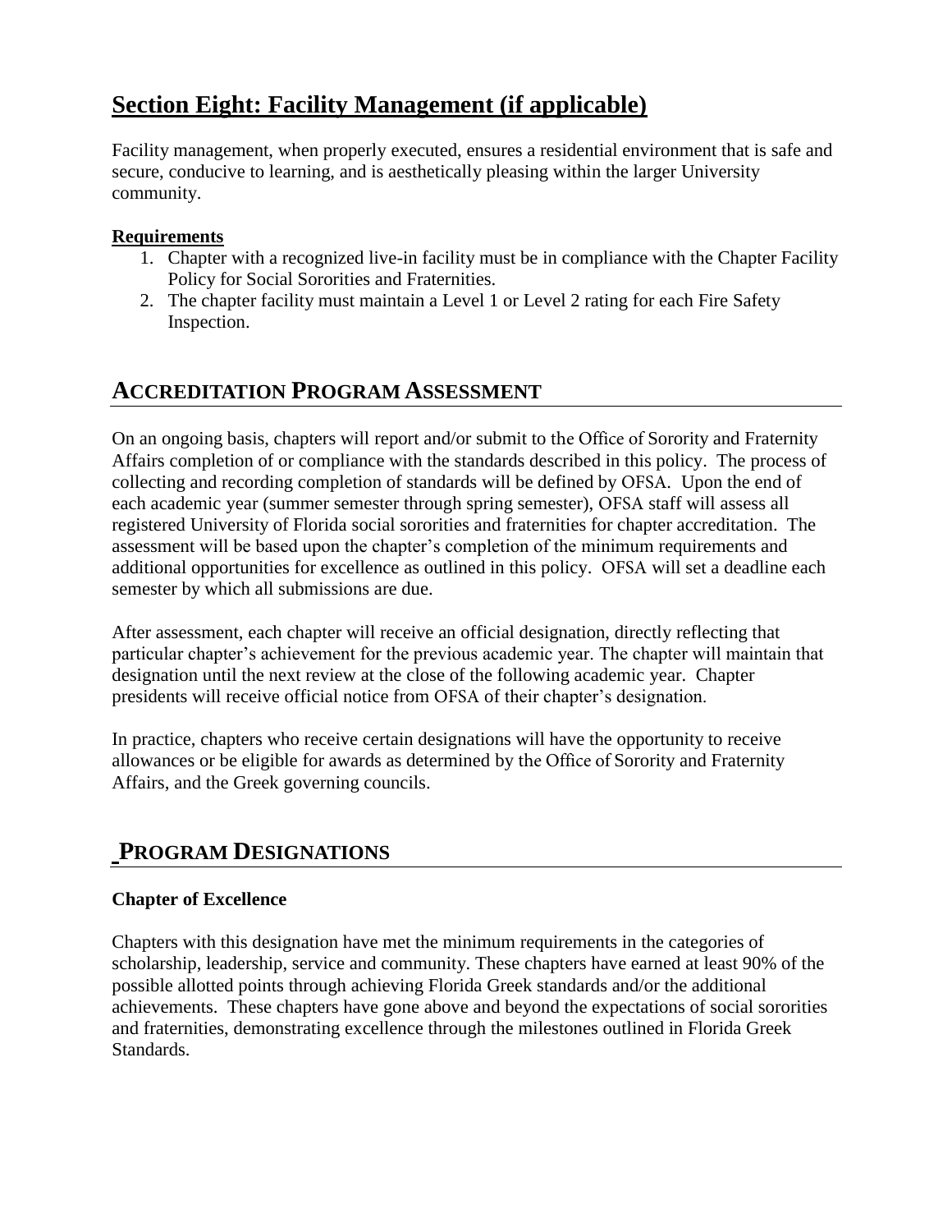## Section Eight: Facility Management (if applicable)

Facility management, when properly executed, ensures a residential environment that is safe and secure, conducive to learning, and is aesthetically pleasing within the larger University community.

**Requirements**

1. Chapter with a recognized live-in facility must be in compliance with the Chapter Facility Policy for Social Sororities and Fraternities.
2. The chapter facility must maintain a Level 1 or Level 2 rating for each Fire Safety Inspection.

## ACCREDITATION PROGRAM ASSESSMENT

On an ongoing basis, chapters will report and/or submit to the Office of Sorority and Fraternity Affairs completion of or compliance with the standards described in this policy. The process of collecting and recording completion of standards will be defined by OFSA. Upon the end of each academic year (summer semester through spring semester), OFSA staff will assess all registered University of Florida social sororities and fraternities for chapter accreditation. The assessment will be based upon the chapter's completion of the minimum requirements and additional opportunities for excellence as outlined in this policy. OFSA will set a deadline each semester by which all submissions are due.

After assessment, each chapter will receive an official designation, directly reflecting that particular chapter's achievement for the previous academic year. The chapter will maintain that designation until the next review at the close of the following academic year. Chapter presidents will receive official notice from OFSA of their chapter's designation.

In practice, chapters who receive certain designations will have the opportunity to receive allowances or be eligible for awards as determined by the Office of Sorority and Fraternity Affairs, and the Greek governing councils.

## PROGRAM DESIGNATIONS

**Chapter of Excellence**

Chapters with this designation have met the minimum requirements in the categories of scholarship, leadership, service and community. These chapters have earned at least 90% of the possible allotted points through achieving Florida Greek standards and/or the additional achievements. These chapters have gone above and beyond the expectations of social sororities and fraternities, demonstrating excellence through the milestones outlined in Florida Greek Standards.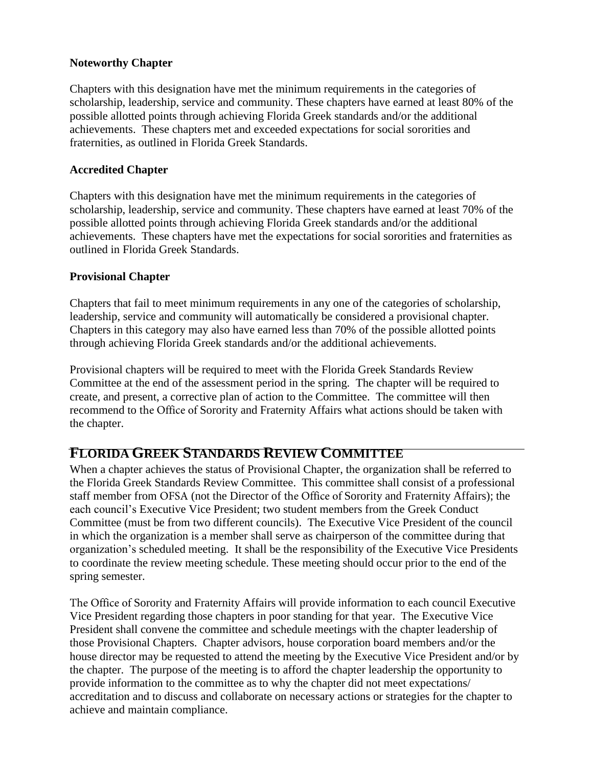### Noteworthy Chapter

Chapters with this designation have met the minimum requirements in the categories of scholarship, leadership, service and community. These chapters have earned at least 80% of the possible allotted points through achieving Florida Greek standards and/or the additional achievements. These chapters met and exceeded expectations for social sororities and fraternities, as outlined in Florida Greek Standards.

### Accredited Chapter

Chapters with this designation have met the minimum requirements in the categories of scholarship, leadership, service and community. These chapters have earned at least 70% of the possible allotted points through achieving Florida Greek standards and/or the additional achievements. These chapters have met the expectations for social sororities and fraternities as outlined in Florida Greek Standards.

### Provisional Chapter

Chapters that fail to meet minimum requirements in any one of the categories of scholarship, leadership, service and community will automatically be considered a provisional chapter. Chapters in this category may also have earned less than 70% of the possible allotted points through achieving Florida Greek standards and/or the additional achievements.

Provisional chapters will be required to meet with the Florida Greek Standards Review Committee at the end of the assessment period in the spring. The chapter will be required to create, and present, a corrective plan of action to the Committee. The committee will then recommend to the Office of Sorority and Fraternity Affairs what actions should be taken with the chapter.

## FLORIDA GREEK STANDARDS REVIEW COMMITTEE

When a chapter achieves the status of Provisional Chapter, the organization shall be referred to the Florida Greek Standards Review Committee. This committee shall consist of a professional staff member from OFSA (not the Director of the Office of Sorority and Fraternity Affairs); the each council's Executive Vice President; two student members from the Greek Conduct Committee (must be from two different councils). The Executive Vice President of the council in which the organization is a member shall serve as chairperson of the committee during that organization's scheduled meeting. It shall be the responsibility of the Executive Vice Presidents to coordinate the review meeting schedule. These meeting should occur prior to the end of the spring semester.

The Office of Sorority and Fraternity Affairs will provide information to each council Executive Vice President regarding those chapters in poor standing for that year. The Executive Vice President shall convene the committee and schedule meetings with the chapter leadership of those Provisional Chapters. Chapter advisors, house corporation board members and/or the house director may be requested to attend the meeting by the Executive Vice President and/or by the chapter. The purpose of the meeting is to afford the chapter leadership the opportunity to provide information to the committee as to why the chapter did not meet expectations/ accreditation and to discuss and collaborate on necessary actions or strategies for the chapter to achieve and maintain compliance.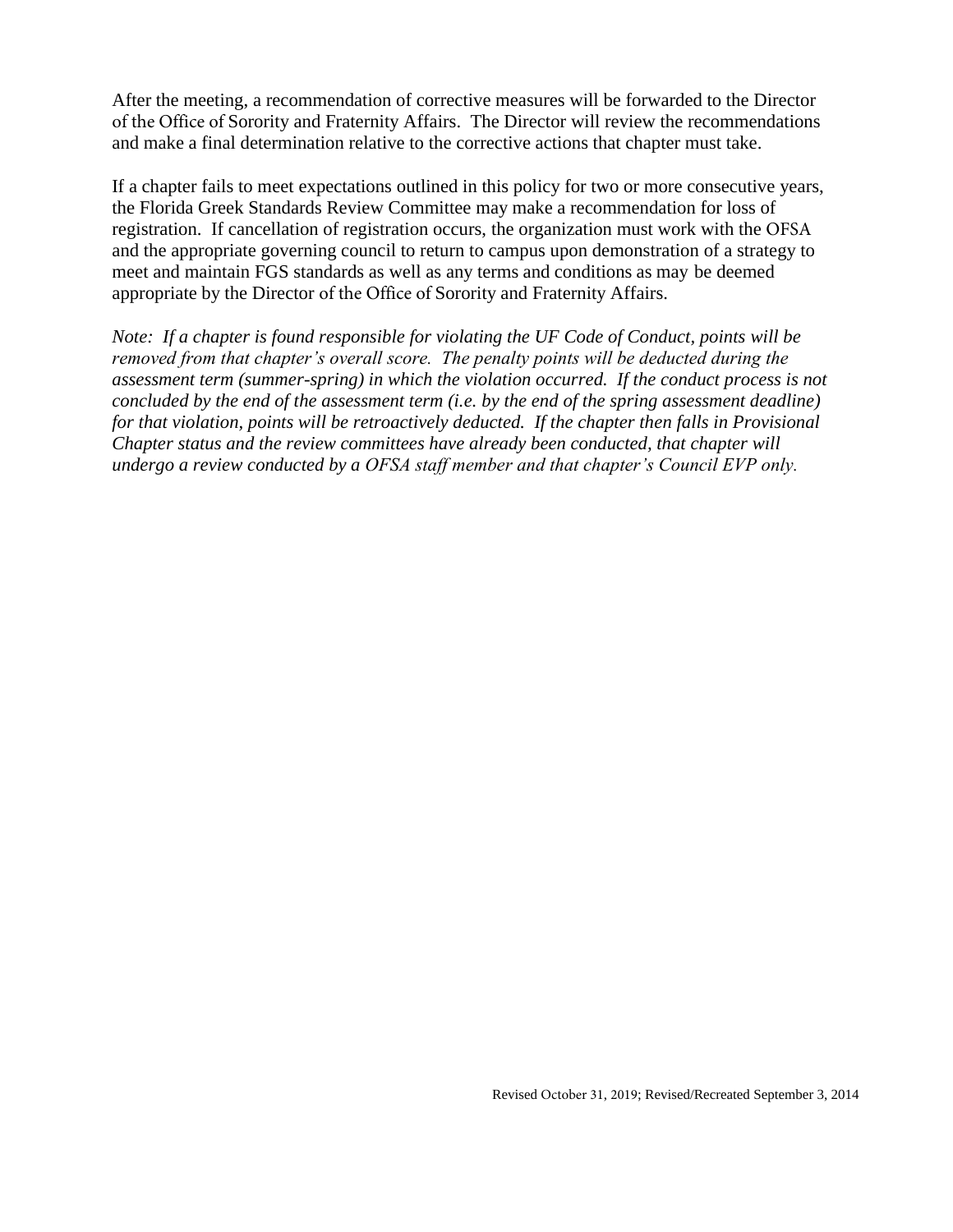After the meeting, a recommendation of corrective measures will be forwarded to the Director of the Office of Sorority and Fraternity Affairs. The Director will review the recommendations and make a final determination relative to the corrective actions that chapter must take.

If a chapter fails to meet expectations outlined in this policy for two or more consecutive years, the Florida Greek Standards Review Committee may make a recommendation for loss of registration. If cancellation of registration occurs, the organization must work with the OFSA and the appropriate governing council to return to campus upon demonstration of a strategy to meet and maintain FGS standards as well as any terms and conditions as may be deemed appropriate by the Director of the Office of Sorority and Fraternity Affairs.

*Note: If a chapter is found responsible for violating the UF Code of Conduct, points will be removed from that chapter's overall score. The penalty points will be deducted during the assessment term (summer-spring) in which the violation occurred. If the conduct process is not concluded by the end of the assessment term (i.e. by the end of the spring assessment deadline) for that violation, points will be retroactively deducted. If the chapter then falls in Provisional Chapter status and the review committees have already been conducted, that chapter will undergo a review conducted by a OFSA staff member and that chapter's Council EVP only.*

Revised October 31, 2019; Revised/Recreated September 3, 2014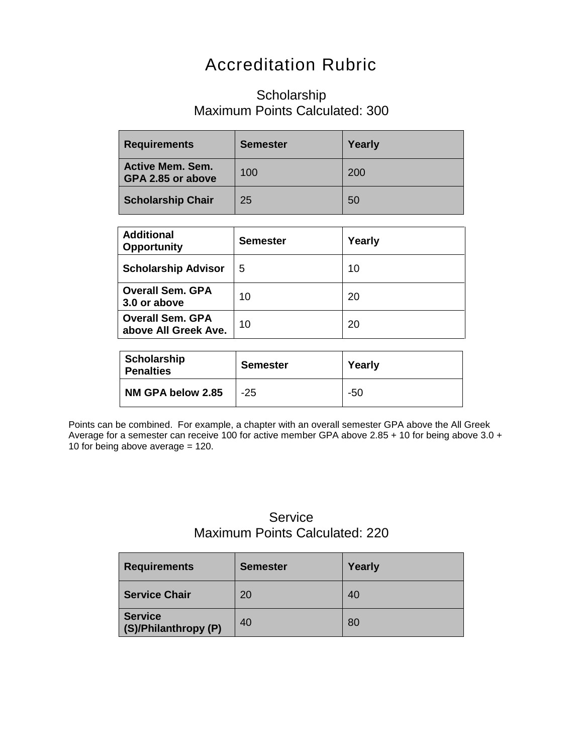# Accreditation Rubric

## Scholarship
## Maximum Points Calculated: 300

| Requirements | Semester | Yearly |
| --- | --- | --- |
| **Active Mem. Sem. GPA 2.85 or above** | 100 | 200 |
| **Scholarship Chair** | 25 | 50 |

| Additional Opportunity | Semester | Yearly |
| --- | --- | --- |
| **Scholarship Advisor** | 5 | 10 |
| **Overall Sem. GPA 3.0 or above** | 10 | 20 |
| **Overall Sem. GPA above All Greek Ave.** | 10 | 20 |

| Scholarship Penalties | Semester | Yearly |
| --- | --- | --- |
| **NM GPA below 2.85** | -25 | -50 |

Points can be combined. For example, a chapter with an overall semester GPA above the All Greek Average for a semester can receive 100 for active member GPA above 2.85 + 10 for being above 3.0 + 10 for being above average = 120.

## Service
## Maximum Points Calculated: 220

| Requirements | Semester | Yearly |
| --- | --- | --- |
| **Service Chair** | 20 | 40 |
| **Service (S)/Philanthropy (P)** | 40 | 80 |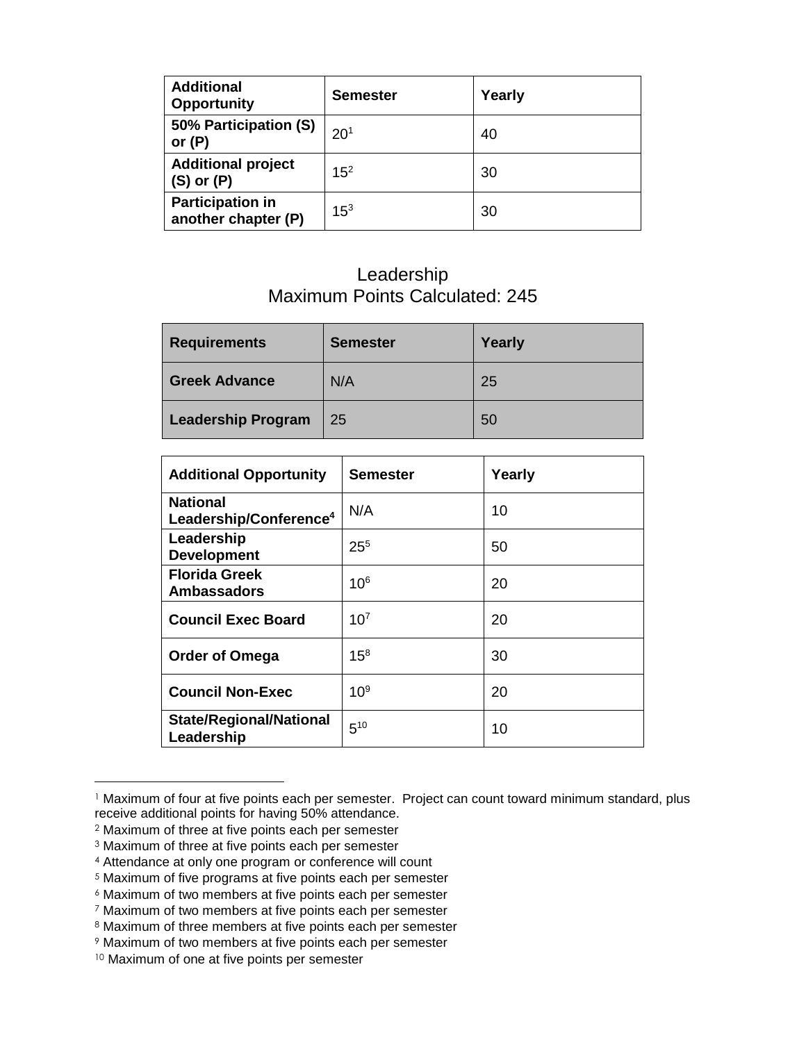| Additional Opportunity | Semester | Yearly |
| --- | --- | --- |
| 50% Participation (S) or (P) | 20[1] | 40 |
| Additional project (S) or (P) | 15[2] | 30 |
| Participation in another chapter (P) | 15[3] | 30 |

## Leadership
## Maximum Points Calculated: 245

| Requirements | Semester | Yearly |
| --- | --- | --- |
| Greek Advance | N/A | 25 |
| Leadership Program | 25 | 50 |

| Additional Opportunity | Semester | Yearly |
| --- | --- | --- |
| National Leadership/Conference[4] | N/A | 10 |
| Leadership Development | 25[5] | 50 |
| Florida Greek Ambassadors | 10[6] | 20 |
| Council Exec Board | 10[7] | 20 |
| Order of Omega | 15[8] | 30 |
| Council Non-Exec | 10[9] | 20 |
| State/Regional/National Leadership | 5[10] | 10 |

[1] Maximum of four at five points each per semester. Project can count toward minimum standard, plus receive additional points for having 50% attendance.
[2] Maximum of three at five points each per semester
[3] Maximum of three at five points each per semester
[4] Attendance at only one program or conference will count
[5] Maximum of five programs at five points each per semester
[6] Maximum of two members at five points each per semester
[7] Maximum of two members at five points each per semester
[8] Maximum of three members at five points each per semester
[9] Maximum of two members at five points each per semester
[10] Maximum of one at five points per semester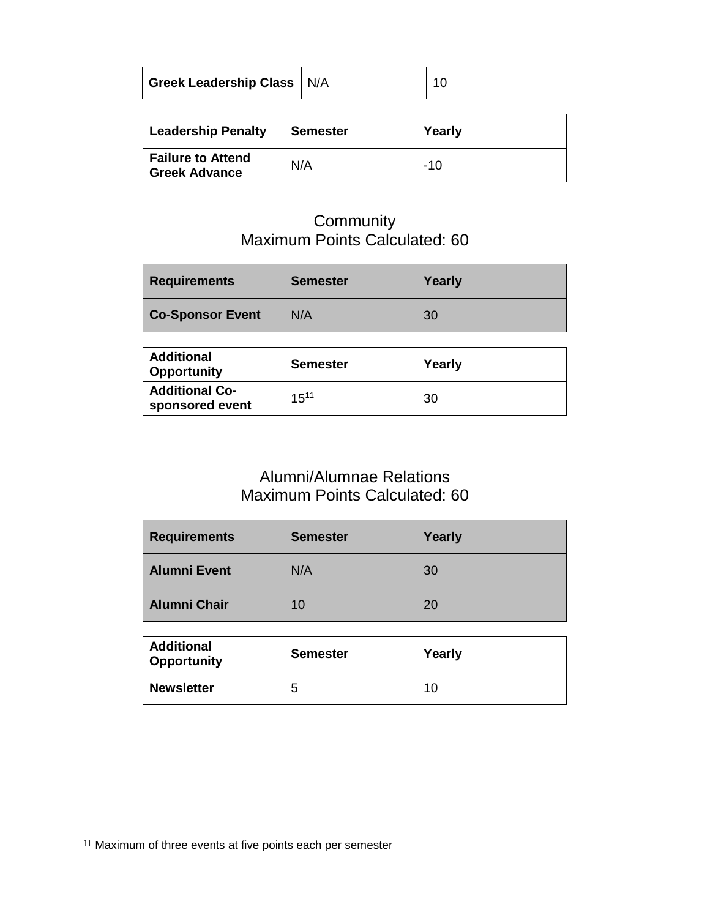| Greek Leadership Class | N/A | 10 |
|---|---|---|

| Leadership Penalty | Semester | Yearly |
|---|---|---|
| Failure to Attend Greek Advance | N/A | -10 |

## Community
## Maximum Points Calculated: 60

| Requirements | Semester | Yearly |
|---|---|---|
| Co-Sponsor Event | N/A | 30 |

| Additional Opportunity | Semester | Yearly |
|---|---|---|
| Additional Co-sponsored event | 15[11] | 30 |

## Alumni/Alumnae Relations
## Maximum Points Calculated: 60

| Requirements | Semester | Yearly |
|---|---|---|
| Alumni Event | N/A | 30 |
| Alumni Chair | 10 | 20 |

| Additional Opportunity | Semester | Yearly |
|---|---|---|
| Newsletter | 5 | 10 |

[11] Maximum of three events at five points each per semester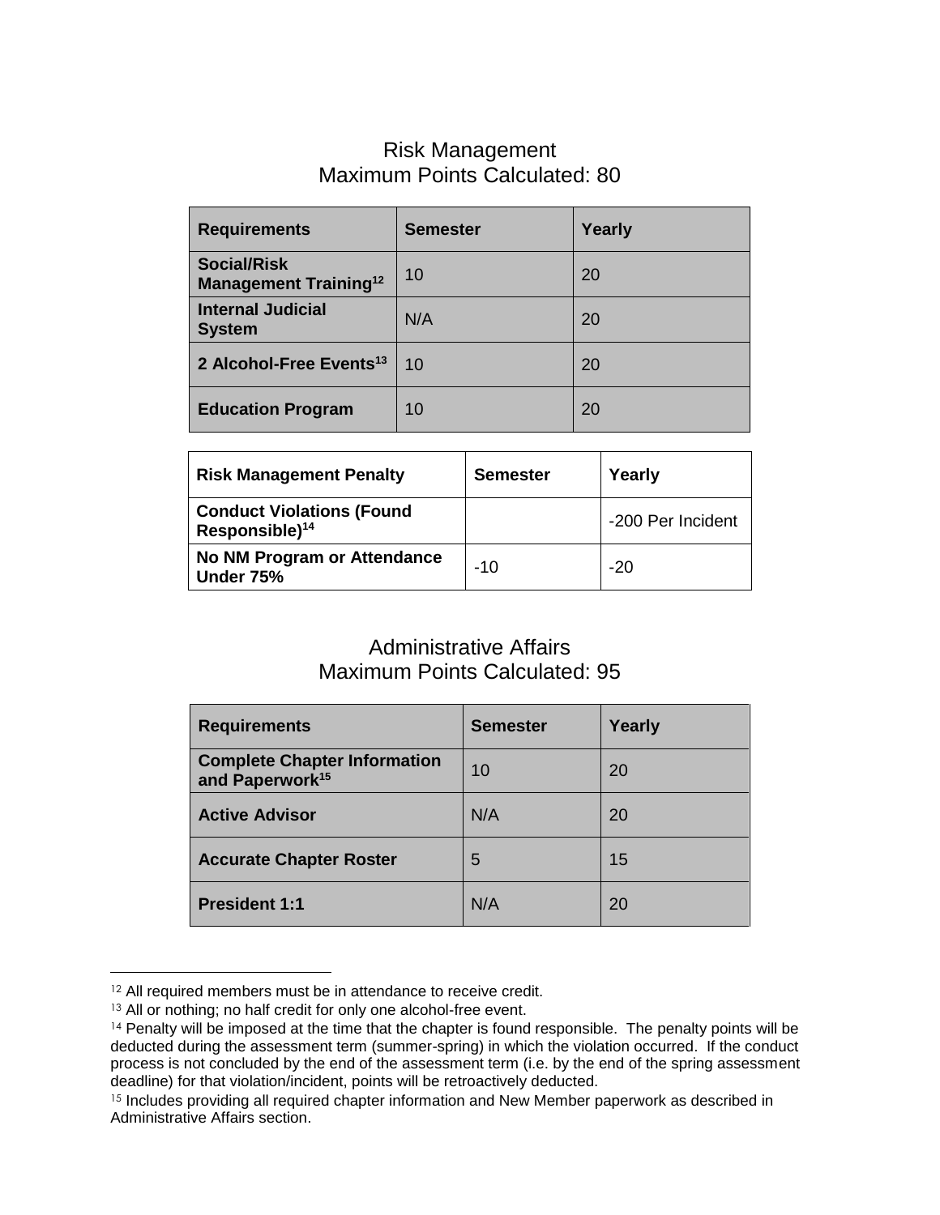## Risk Management
## Maximum Points Calculated: 80

| Requirements | Semester | Yearly |
| --- | --- | --- |
| **Social/Risk Management Training**[12] | 10 | 20 |
| **Internal Judicial System** | N/A | 20 |
| **2 Alcohol-Free Events**[13] | 10 | 20 |
| **Education Program** | 10 | 20 |

| Risk Management Penalty | Semester | Yearly |
| --- | --- | --- |
| **Conduct Violations (Found Responsible)**[14] | | -200 Per Incident |
| **No NM Program or Attendance Under 75%** | -10 | -20 |

## Administrative Affairs
## Maximum Points Calculated: 95

| Requirements | Semester | Yearly |
| --- | --- | --- |
| **Complete Chapter Information and Paperwork**[15] | 10 | 20 |
| **Active Advisor** | N/A | 20 |
| **Accurate Chapter Roster** | 5 | 15 |
| **President 1:1** | N/A | 20 |

---

[12] All required members must be in attendance to receive credit.

[13] All or nothing; no half credit for only one alcohol-free event.

[14] Penalty will be imposed at the time that the chapter is found responsible. The penalty points will be deducted during the assessment term (summer-spring) in which the violation occurred. If the conduct process is not concluded by the end of the assessment term (i.e. by the end of the spring assessment deadline) for that violation/incident, points will be retroactively deducted.

[15] Includes providing all required chapter information and New Member paperwork as described in Administrative Affairs section.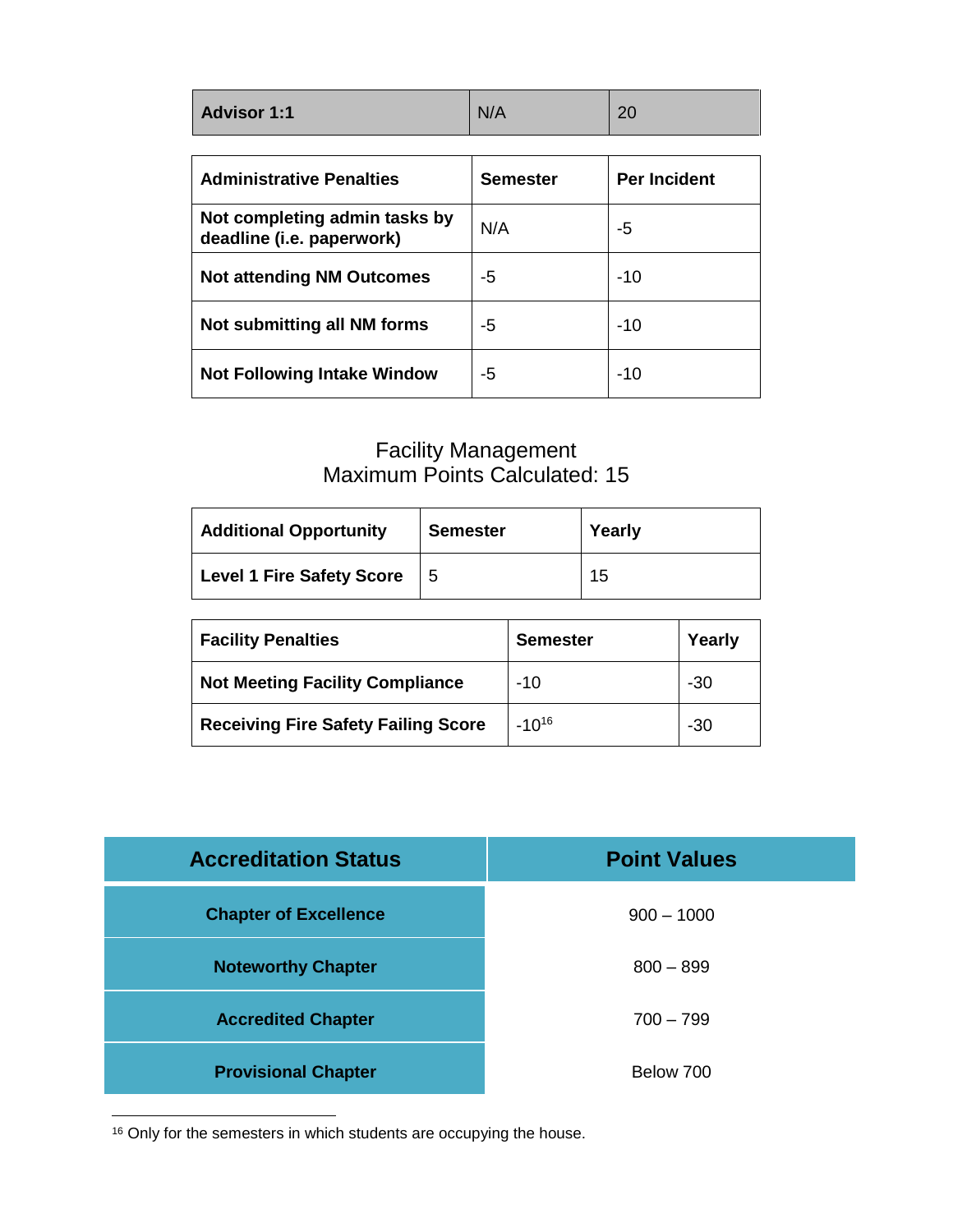| | | |
|---|---|---|
| **Advisor 1:1** | N/A | 20 |

| **Administrative Penalties** | **Semester** | **Per Incident** |
|---|---|---|
| **Not completing admin tasks by deadline (i.e. paperwork)** | N/A | -5 |
| **Not attending NM Outcomes** | -5 | -10 |
| **Not submitting all NM forms** | -5 | -10 |
| **Not Following Intake Window** | -5 | -10 |

## Facility Management
Maximum Points Calculated: 15

| **Additional Opportunity** | **Semester** | **Yearly** |
|---|---|---|
| **Level 1 Fire Safety Score** | 5 | 15 |

| **Facility Penalties** | **Semester** | **Yearly** |
|---|---|---|
| **Not Meeting Facility Compliance** | -10 | -30 |
| **Receiving Fire Safety Failing Score** | -10[16] | -30 |

| **Accreditation Status** | **Point Values** |
|---|---|
| **Chapter of Excellence** | 900 – 1000 |
| **Noteworthy Chapter** | 800 – 899 |
| **Accredited Chapter** | 700 – 799 |
| **Provisional Chapter** | Below 700 |

[16] Only for the semesters in which students are occupying the house.